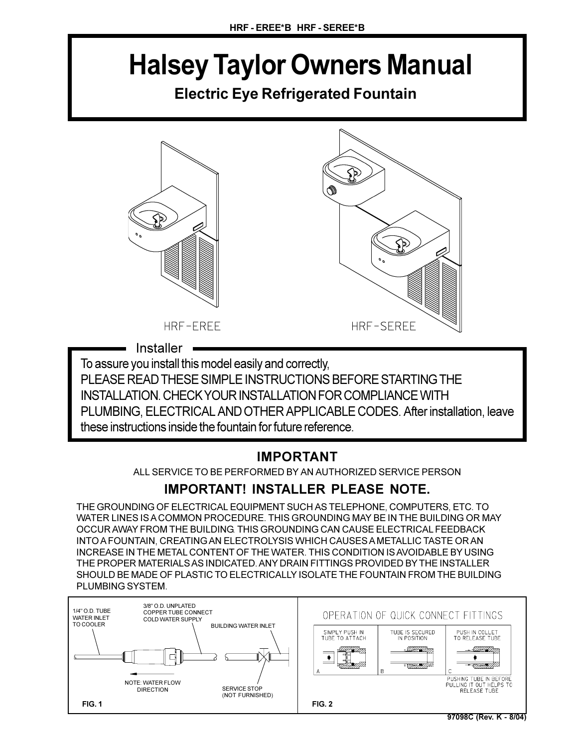HRF - EREE*B HRF - SEREE*B

# Halsey Taylor Owners Manual

## Electric Eye Refrigerated Fountain

HRF-EREE HRF-SEREE

### Installer

To assure you install this model easily and correctly,
PLEASE READ THESE SIMPLE INSTRUCTIONS BEFORE STARTING THE INSTALLATION. CHECK YOUR INSTALLATION FOR COMPLIANCE WITH PLUMBING, ELECTRICAL AND OTHER APPLICABLE CODES. After installation, leave these instructions inside the fountain for future reference.

## IMPORTANT

ALL SERVICE TO BE PERFORMED BY AN AUTHORIZED SERVICE PERSON

## IMPORTANT! INSTALLER PLEASE NOTE.

THE GROUNDING OF ELECTRICAL EQUIPMENT SUCH AS TELEPHONE, COMPUTERS, ETC. TO WATER LINES IS A COMMON PROCEDURE. THIS GROUNDING MAY BE IN THE BUILDING OR MAY OCCUR AWAY FROM THE BUILDING. THIS GROUNDING CAN CAUSE ELECTRICAL FEEDBACK INTO A FOUNTAIN, CREATING AN ELECTROLYSIS WHICH CAUSES A METALLIC TASTE OR AN INCREASE IN THE METAL CONTENT OF THE WATER. THIS CONDITION IS AVOIDABLE BY USING THE PROPER MATERIALS AS INDICATED. ANY DRAIN FITTINGS PROVIDED BY THE INSTALLER SHOULD BE MADE OF PLASTIC TO ELECTRICALLY ISOLATE THE FOUNTAIN FROM THE BUILDING PLUMBING SYSTEM.

1/4" O.D. TUBE WATER INLET TO COOLER

3/8" O.D. UNPLATED COPPER TUBE CONNECT COLD WATER SUPPLY

BUILDING WATER INLET

NOTE: WATER FLOW DIRECTION

SERVICE STOP (NOT FURNISHED)

FIG. 1

OPERATION OF QUICK CONNECT FITTINGS

A: SIMPLY PUSH IN TUBE TO ATTACH

B: TUBE IS SECURED IN POSITION

C: PUSH IN COLLET TO RELEASE TUBE

PUSHING TUBE IN BEFORE PULLING IT OUT HELPS TO RELEASE TUBE

FIG. 2

97098C (Rev. K - 8/04)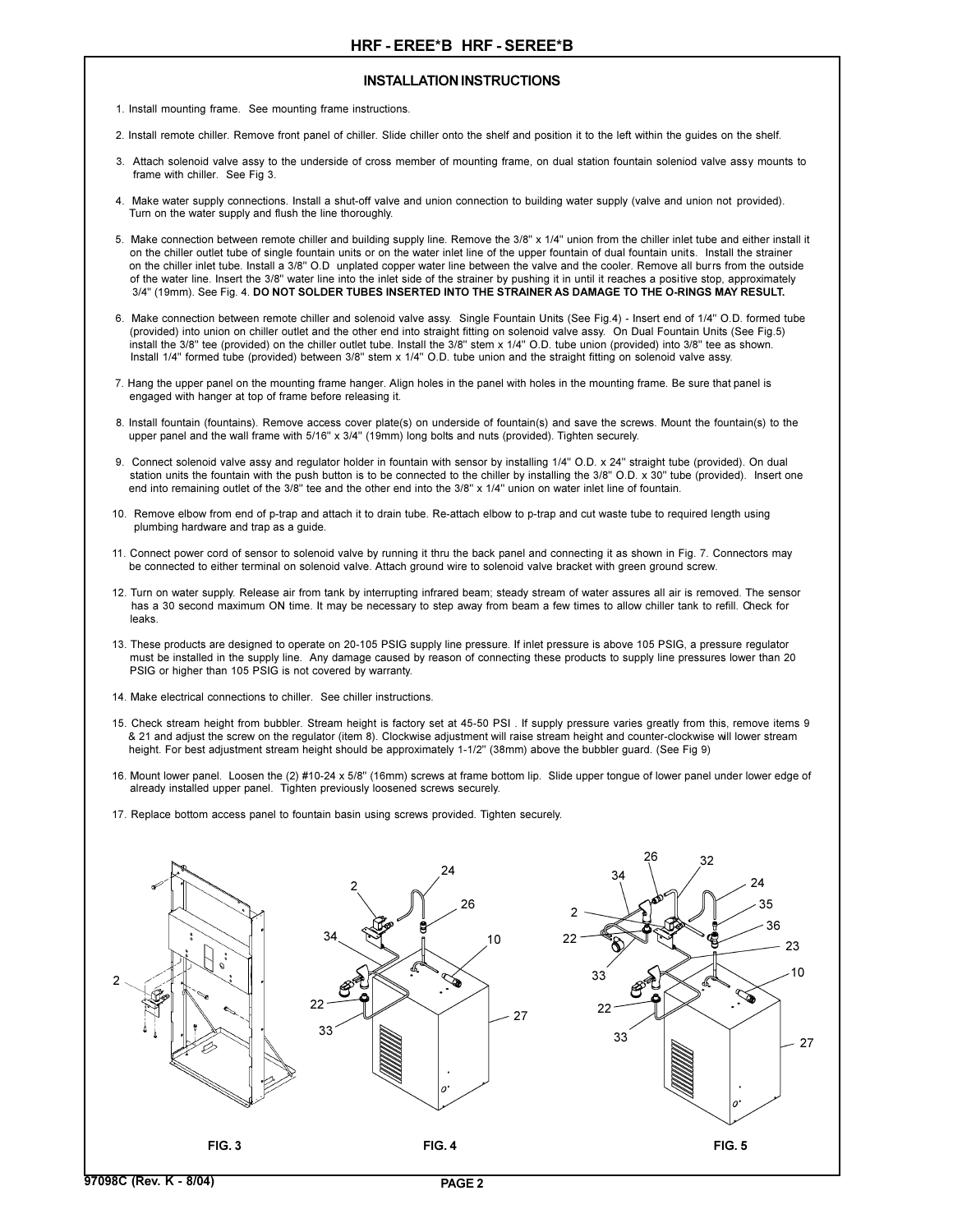# HRF - EREE*B HRF - SEREE*B

## INSTALLATION INSTRUCTIONS

1. Install mounting frame. See mounting frame instructions.

2. Install remote chiller. Remove front panel of chiller. Slide chiller onto the shelf and position it to the left within the guides on the shelf.

3. Attach solenoid valve assy to the underside of cross member of mounting frame, on dual station fountain soleniod valve assy mounts to frame with chiller. See Fig 3.

4. Make water supply connections. Install a shut-off valve and union connection to building water supply (valve and union not provided). Turn on the water supply and flush the line thoroughly.

5. Make connection between remote chiller and building supply line. Remove the 3/8" x 1/4" union from the chiller inlet tube and either install it on the chiller outlet tube of single fountain units or on the water inlet line of the upper fountain of dual fountain units. Install the strainer on the chiller inlet tube. Install a 3/8" O.D unplated copper water line between the valve and the cooler. Remove all burrs from the outside of the water line. Insert the 3/8" water line into the inlet side of the strainer by pushing it in until it reaches a positive stop, approximately 3/4" (19mm). See Fig. 4. **DO NOT SOLDER TUBES INSERTED INTO THE STRAINER AS DAMAGE TO THE O-RINGS MAY RESULT.**

6. Make connection between remote chiller and solenoid valve assy. Single Fountain Units (See Fig.4) - Insert end of 1/4" O.D. formed tube (provided) into union on chiller outlet and the other end into straight fitting on solenoid valve assy. On Dual Fountain Units (See Fig.5) install the 3/8" tee (provided) on the chiller outlet tube. Install the 3/8" stem x 1/4" O.D. tube union (provided) into 3/8" tee as shown. Install 1/4" formed tube (provided) between 3/8" stem x 1/4" O.D. tube union and the straight fitting on solenoid valve assy.

7. Hang the upper panel on the mounting frame hanger. Align holes in the panel with holes in the mounting frame. Be sure that panel is engaged with hanger at top of frame before releasing it.

8. Install fountain (fountains). Remove access cover plate(s) on underside of fountain(s) and save the screws. Mount the fountain(s) to the upper panel and the wall frame with 5/16" x 3/4" (19mm) long bolts and nuts (provided). Tighten securely.

9. Connect solenoid valve assy and regulator holder in fountain with sensor by installing 1/4" O.D. x 24" straight tube (provided). On dual station units the fountain with the push button is to be connected to the chiller by installing the 3/8" O.D. x 30" tube (provided). Insert one end into remaining outlet of the 3/8" tee and the other end into the 3/8" x 1/4" union on water inlet line of fountain.

10. Remove elbow from end of p-trap and attach it to drain tube. Re-attach elbow to p-trap and cut waste tube to required length using plumbing hardware and trap as a guide.

11. Connect power cord of sensor to solenoid valve by running it thru the back panel and connecting it as shown in Fig. 7. Connectors may be connected to either terminal on solenoid valve. Attach ground wire to solenoid valve bracket with green ground screw.

12. Turn on water supply. Release air from tank by interrupting infrared beam; steady stream of water assures all air is removed. The sensor has a 30 second maximum ON time. It may be necessary to step away from beam a few times to allow chiller tank to refill. Check for leaks.

13. These products are designed to operate on 20-105 PSIG supply line pressure. If inlet pressure is above 105 PSIG, a pressure regulator must be installed in the supply line. Any damage caused by reason of connecting these products to supply line pressures lower than 20 PSIG or higher than 105 PSIG is not covered by warranty.

14. Make electrical connections to chiller. See chiller instructions.

15. Check stream height from bubbler. Stream height is factory set at 45-50 PSI . If supply pressure varies greatly from this, remove items 9 & 21 and adjust the screw on the regulator (item 8). Clockwise adjustment will raise stream height and counter-clockwise will lower stream height. For best adjustment stream height should be approximately 1-1/2" (38mm) above the bubbler guard. (See Fig 9)

16. Mount lower panel. Loosen the (2) #10-24 x 5/8" (16mm) screws at frame bottom lip. Slide upper tongue of lower panel under lower edge of already installed upper panel. Tighten previously loosened screws securely.

17. Replace bottom access panel to fountain basin using screws provided. Tighten securely.

FIG. 3

FIG. 4

FIG. 5

97098C (Rev. K - 8/04)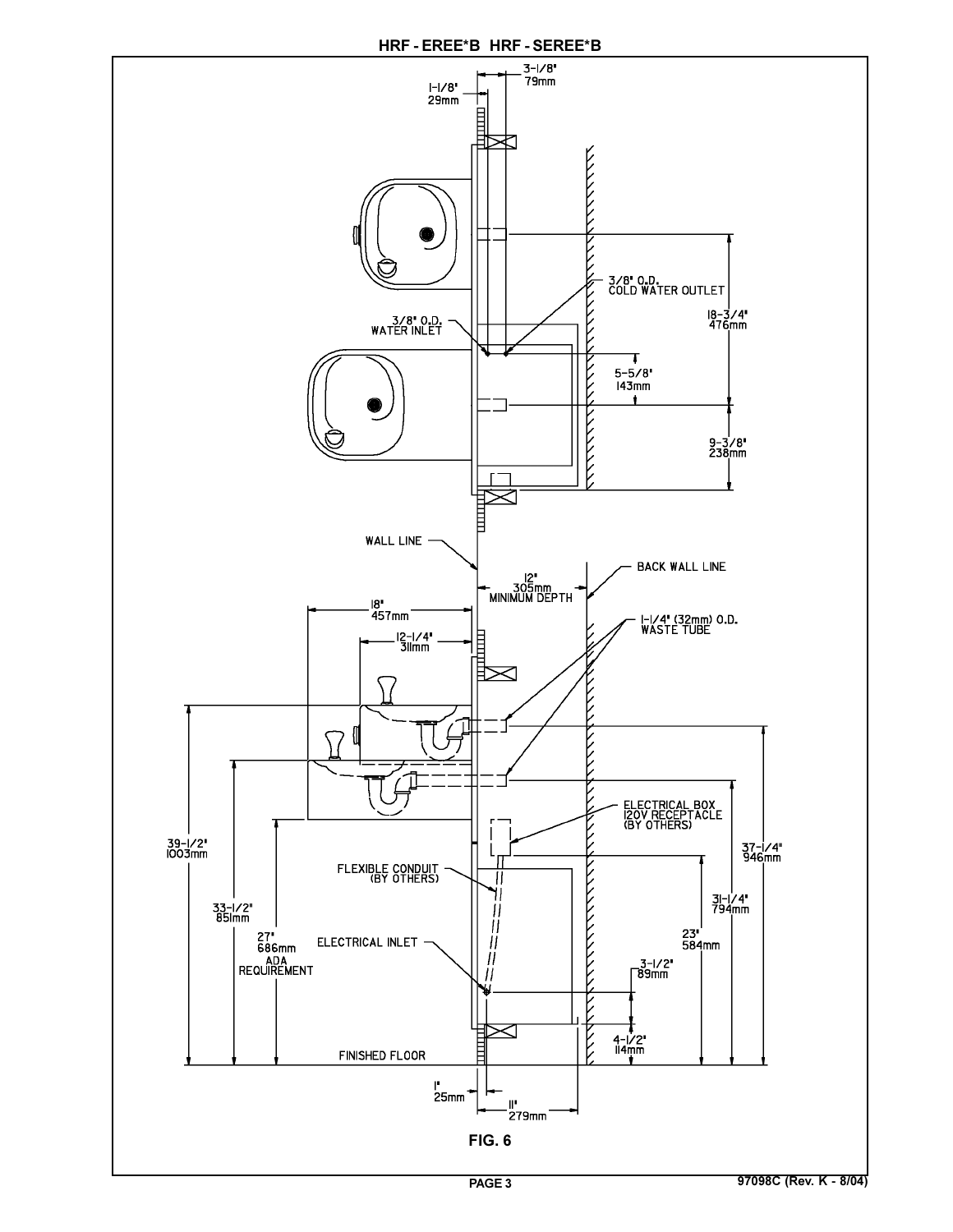**HRF - EREE*B  HRF - SEREE*B**

3-1/8"
79mm

1-1/8"
29mm

3/8" O.D.
COLD WATER OUTLET

3/8" O.D.
WATER INLET

18-3/4"
476mm

5-5/8"
143mm

9-3/8"
238mm

WALL LINE

BACK WALL LINE

12"
305mm
MINIMUM DEPTH

18"
457mm

12-1/4"
311mm

1-1/4" (32mm) O.D.
WASTE TUBE

ELECTRICAL BOX
120V RECEPTACLE
(BY OTHERS)

39-1/2"
1003mm

33-1/2"
851mm

27"
686mm
ADA
REQUIREMENT

FLEXIBLE CONDUIT
(BY OTHERS)

ELECTRICAL INLET

37-1/4"
946mm

31-1/4"
794mm

23"
584mm

3-1/2"
89mm

4-1/2"
114mm

FINISHED FLOOR

1"
25mm

11"
279mm

**FIG. 6**

97098C (Rev. K - 8/04)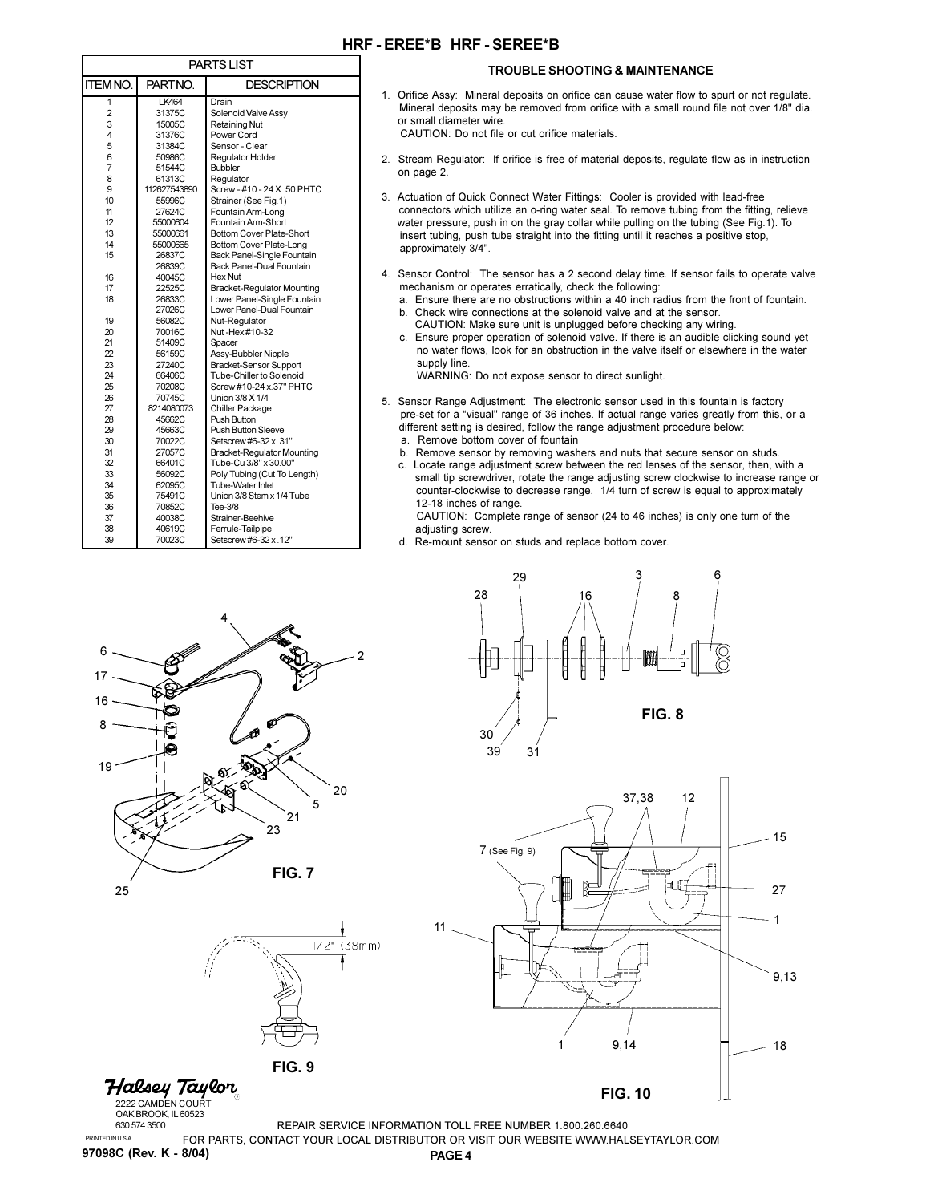# HRF - EREE*B HRF - SEREE*B

| PARTS LIST | | |
|---|---|---|
| ITEM NO. | PART NO. | DESCRIPTION |
| 1 | LK464 | Drain |
| 2 | 31375C | Solenoid Valve Assy |
| 3 | 15005C | Retaining Nut |
| 4 | 31376C | Power Cord |
| 5 | 31384C | Sensor - Clear |
| 6 | 50986C | Regulator Holder |
| 7 | 51544C | Bubbler |
| 8 | 61313C | Regulator |
| 9 | 112627543890 | Screw - #10 - 24 X .50 PHTC |
| 10 | 55996C | Strainer (See Fig.1) |
| 11 | 27624C | Fountain Arm-Long |
| 12 | 55000604 | Fountain Arm-Short |
| 13 | 55000661 | Bottom Cover Plate-Short |
| 14 | 55000665 | Bottom Cover Plate-Long |
| 15 | 26837C | Back Panel-Single Fountain |
| | 26839C | Back Panel-Dual Fountain |
| 16 | 40045C | Hex Nut |
| 17 | 22525C | Bracket-Regulator Mounting |
| 18 | 26833C | Lower Panel-Single Fountain |
| | 27026C | Lower Panel-Dual Fountain |
| 19 | 56082C | Nut-Regulator |
| 20 | 70016C | Nut -Hex #10-32 |
| 21 | 51409C | Spacer |
| 22 | 56159C | Assy-Bubbler Nipple |
| 23 | 27240C | Bracket-Sensor Support |
| 24 | 66406C | Tube-Chiller to Solenoid |
| 25 | 70208C | Screw #10-24 x.37" PHTC |
| 26 | 70745C | Union 3/8 X 1/4 |
| 27 | 8214080073 | Chiller Package |
| 28 | 45662C | Push Button |
| 29 | 45663C | Push Button Sleeve |
| 30 | 70022C | Setscrew #6-32 x .31" |
| 31 | 27057C | Bracket-Regulator Mounting |
| 32 | 66401C | Tube-Cu 3/8" x 30.00" |
| 33 | 56092C | Poly Tubing (Cut To Length) |
| 34 | 62095C | Tube-Water Inlet |
| 35 | 75491C | Union 3/8 Stem x 1/4 Tube |
| 36 | 70852C | Tee-3/8 |
| 37 | 40038C | Strainer-Beehive |
| 38 | 40619C | Ferrule-Tailpipe |
| 39 | 70023C | Setscrew #6-32 x .12" |

## TROUBLE SHOOTING & MAINTENANCE

1. Orifice Assy: Mineral deposits on orifice can cause water flow to spurt or not regulate. Mineral deposits may be removed from orifice with a small round file not over 1/8" dia. or small diameter wire.
   CAUTION: Do not file or cut orifice materials.

2. Stream Regulator: If orifice is free of material deposits, regulate flow as in instruction on page 2.

3. Actuation of Quick Connect Water Fittings: Cooler is provided with lead-free connectors which utilize an o-ring water seal. To remove tubing from the fitting, relieve water pressure, push in on the gray collar while pulling on the tubing (See Fig.1). To insert tubing, push tube straight into the fitting until it reaches a positive stop, approximately 3/4".

4. Sensor Control: The sensor has a 2 second delay time. If sensor fails to operate valve mechanism or operates erratically, check the following:
   a. Ensure there are no obstructions within a 40 inch radius from the front of fountain.
   b. Check wire connections at the solenoid valve and at the sensor.
      CAUTION: Make sure unit is unplugged before checking any wiring.
   c. Ensure proper operation of solenoid valve. If there is an audible clicking sound yet no water flows, look for an obstruction in the valve itself or elsewhere in the water supply line.
      WARNING: Do not expose sensor to direct sunlight.

5. Sensor Range Adjustment: The electronic sensor used in this fountain is factory pre-set for a "visual" range of 36 inches. If actual range varies greatly from this, or a different setting is desired, follow the range adjustment procedure below:
   a. Remove bottom cover of fountain
   b. Remove sensor by removing washers and nuts that secure sensor on studs.
   c. Locate range adjustment screw between the red lenses of the sensor, then, with a small tip screwdriver, rotate the range adjusting screw clockwise to increase range or counter-clockwise to decrease range. 1/4 turn of screw is equal to approximately 12-18 inches of range.
      CAUTION: Complete range of sensor (24 to 46 inches) is only one turn of the adjusting screw.
   d. Re-mount sensor on studs and replace bottom cover.

4
6
17
16
8
19
2
20
5
21
23
25

FIG. 7

28
29
16
3
6
8
30
39
31

FIG. 8

1-1/2" (38mm)

FIG. 9

37,38
12
7 (See Fig. 9)
15
27
1
11
9,13
1
9,14
18

FIG. 10

Halsey Taylor
2222 CAMDEN COURT
OAK BROOK, IL 60523
630.574.3500

REPAIR SERVICE INFORMATION TOLL FREE NUMBER 1.800.260.6640

FOR PARTS, CONTACT YOUR LOCAL DISTRIBUTOR OR VISIT OUR WEBSITE WWW.HALSEYTAYLOR.COM

PRINTED IN U.S.A.

97098C (Rev. K - 8/04)